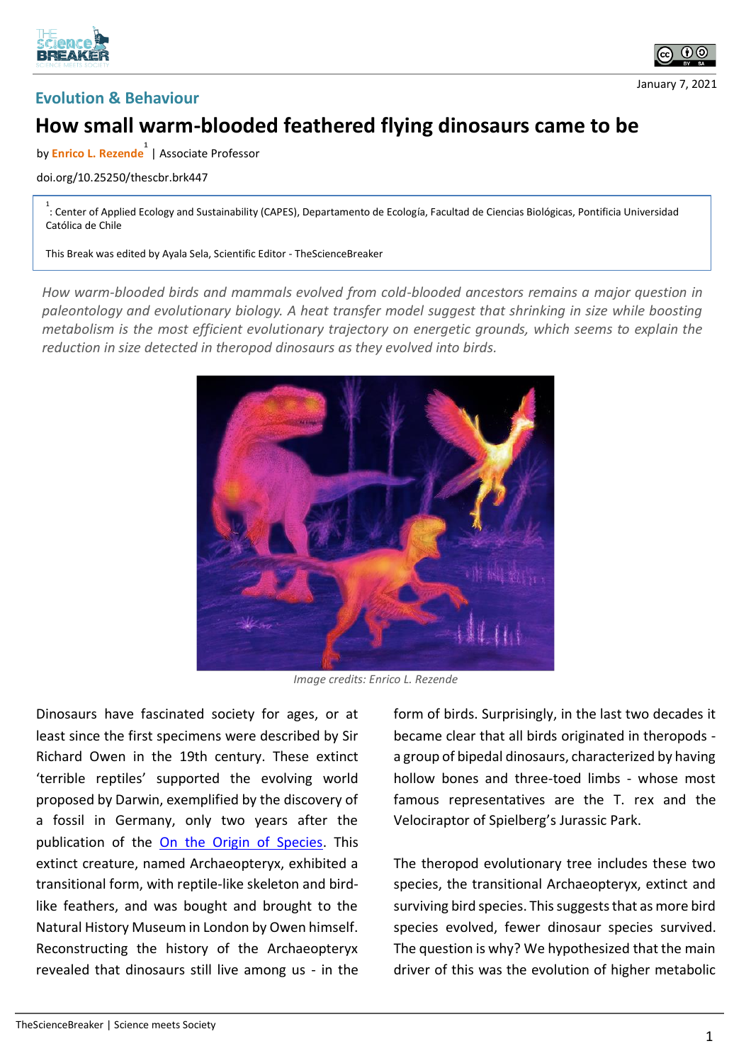Evolution & Behaviour

January 7, 2021

# How small warm-blooded feathered flying dinosaurs came to be

by **Enrico L. Rezende**[1] | Associate Professor

doi.org/10.25250/thescbr.brk447

[1]: Center of Applied Ecology and Sustainability (CAPES), Departamento de Ecología, Facultad de Ciencias Biológicas, Pontificia Universidad Católica de Chile

This Break was edited by Ayala Sela, Scientific Editor - TheScienceBreaker

*How warm-blooded birds and mammals evolved from cold-blooded ancestors remains a major question in paleontology and evolutionary biology. A heat transfer model suggest that shrinking in size while boosting metabolism is the most efficient evolutionary trajectory on energetic grounds, which seems to explain the reduction in size detected in theropod dinosaurs as they evolved into birds.*

*Image credits: Enrico L. Rezende*

Dinosaurs have fascinated society for ages, or at least since the first specimens were described by Sir Richard Owen in the 19th century. These extinct 'terrible reptiles' supported the evolving world proposed by Darwin, exemplified by the discovery of a fossil in Germany, only two years after the publication of the [On the Origin of Species](). This extinct creature, named Archaeopteryx, exhibited a transitional form, with reptile-like skeleton and bird-like feathers, and was bought and brought to the Natural History Museum in London by Owen himself. Reconstructing the history of the Archaeopteryx revealed that dinosaurs still live among us - in the form of birds. Surprisingly, in the last two decades it became clear that all birds originated in theropods - a group of bipedal dinosaurs, characterized by having hollow bones and three-toed limbs - whose most famous representatives are the T. rex and the Velociraptor of Spielberg's Jurassic Park.

The theropod evolutionary tree includes these two species, the transitional Archaeopteryx, extinct and surviving bird species. This suggests that as more bird species evolved, fewer dinosaur species survived. The question is why? We hypothesized that the main driver of this was the evolution of higher metabolic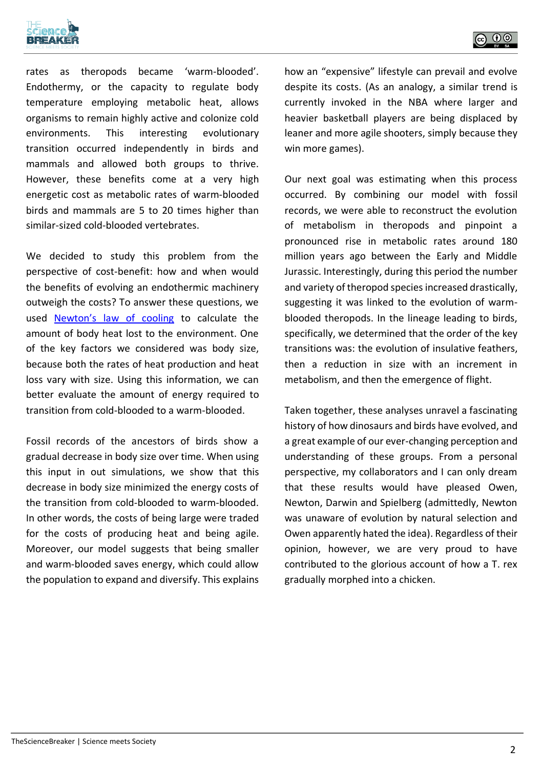rates as theropods became 'warm-blooded'. Endothermy, or the capacity to regulate body temperature employing metabolic heat, allows organisms to remain highly active and colonize cold environments. This interesting evolutionary transition occurred independently in birds and mammals and allowed both groups to thrive. However, these benefits come at a very high energetic cost as metabolic rates of warm-blooded birds and mammals are 5 to 20 times higher than similar-sized cold-blooded vertebrates.

We decided to study this problem from the perspective of cost-benefit: how and when would the benefits of evolving an endothermic machinery outweigh the costs? To answer these questions, we used Newton's law of cooling to calculate the amount of body heat lost to the environment. One of the key factors we considered was body size, because both the rates of heat production and heat loss vary with size. Using this information, we can better evaluate the amount of energy required to transition from cold-blooded to a warm-blooded.

Fossil records of the ancestors of birds show a gradual decrease in body size over time. When using this input in out simulations, we show that this decrease in body size minimized the energy costs of the transition from cold-blooded to warm-blooded. In other words, the costs of being large were traded for the costs of producing heat and being agile. Moreover, our model suggests that being smaller and warm-blooded saves energy, which could allow the population to expand and diversify. This explains how an "expensive" lifestyle can prevail and evolve despite its costs. (As an analogy, a similar trend is currently invoked in the NBA where larger and heavier basketball players are being displaced by leaner and more agile shooters, simply because they win more games).

Our next goal was estimating when this process occurred. By combining our model with fossil records, we were able to reconstruct the evolution of metabolism in theropods and pinpoint a pronounced rise in metabolic rates around 180 million years ago between the Early and Middle Jurassic. Interestingly, during this period the number and variety of theropod species increased drastically, suggesting it was linked to the evolution of warm-blooded theropods. In the lineage leading to birds, specifically, we determined that the order of the key transitions was: the evolution of insulative feathers, then a reduction in size with an increment in metabolism, and then the emergence of flight.

Taken together, these analyses unravel a fascinating history of how dinosaurs and birds have evolved, and a great example of our ever-changing perception and understanding of these groups. From a personal perspective, my collaborators and I can only dream that these results would have pleased Owen, Newton, Darwin and Spielberg (admittedly, Newton was unaware of evolution by natural selection and Owen apparently hated the idea). Regardless of their opinion, however, we are very proud to have contributed to the glorious account of how a T. rex gradually morphed into a chicken.